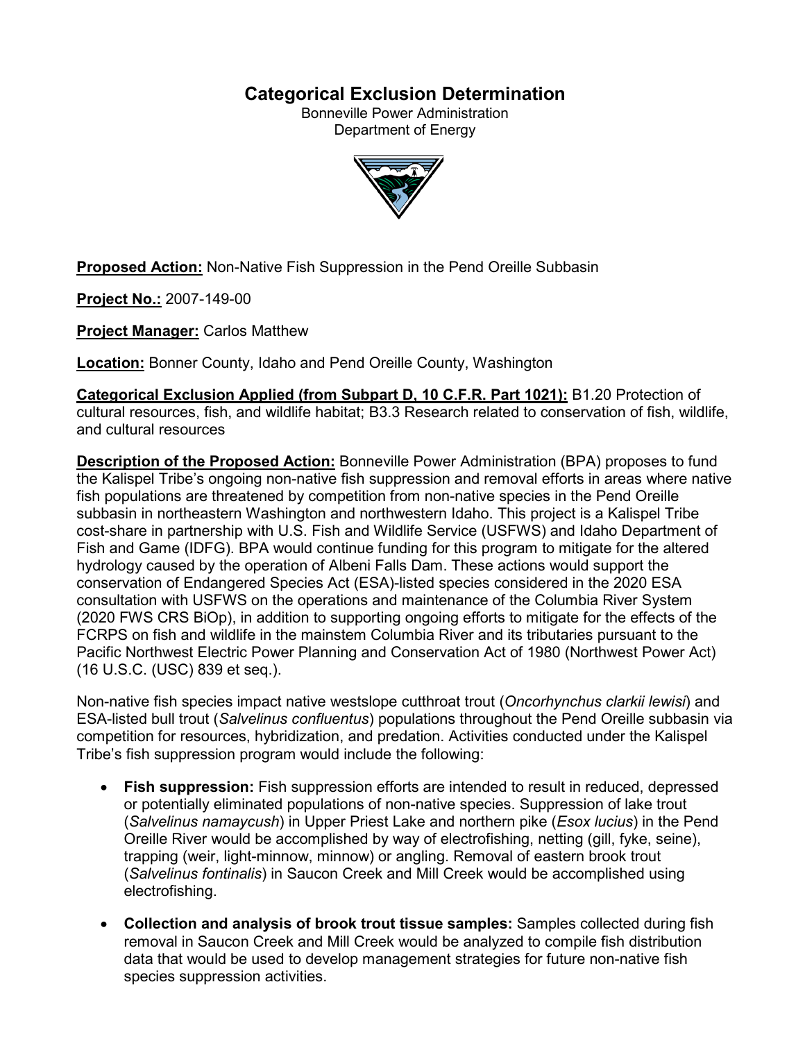# Categorical Exclusion Determination

Bonneville Power Administration
Department of Energy

**Proposed Action:** Non-Native Fish Suppression in the Pend Oreille Subbasin

**Project No.:** 2007-149-00

**Project Manager:** Carlos Matthew

**Location:** Bonner County, Idaho and Pend Oreille County, Washington

**Categorical Exclusion Applied (from Subpart D, 10 C.F.R. Part 1021):** B1.20 Protection of cultural resources, fish, and wildlife habitat; B3.3 Research related to conservation of fish, wildlife, and cultural resources

**Description of the Proposed Action:** Bonneville Power Administration (BPA) proposes to fund the Kalispel Tribe's ongoing non-native fish suppression and removal efforts in areas where native fish populations are threatened by competition from non-native species in the Pend Oreille subbasin in northeastern Washington and northwestern Idaho. This project is a Kalispel Tribe cost-share in partnership with U.S. Fish and Wildlife Service (USFWS) and Idaho Department of Fish and Game (IDFG). BPA would continue funding for this program to mitigate for the altered hydrology caused by the operation of Albeni Falls Dam. These actions would support the conservation of Endangered Species Act (ESA)-listed species considered in the 2020 ESA consultation with USFWS on the operations and maintenance of the Columbia River System (2020 FWS CRS BiOp), in addition to supporting ongoing efforts to mitigate for the effects of the FCRPS on fish and wildlife in the mainstem Columbia River and its tributaries pursuant to the Pacific Northwest Electric Power Planning and Conservation Act of 1980 (Northwest Power Act) (16 U.S.C. (USC) 839 et seq.).

Non-native fish species impact native westslope cutthroat trout (*Oncorhynchus clarkii lewisi*) and ESA-listed bull trout (*Salvelinus confluentus*) populations throughout the Pend Oreille subbasin via competition for resources, hybridization, and predation. Activities conducted under the Kalispel Tribe's fish suppression program would include the following:

- **Fish suppression:** Fish suppression efforts are intended to result in reduced, depressed or potentially eliminated populations of non-native species. Suppression of lake trout (*Salvelinus namaycush*) in Upper Priest Lake and northern pike (*Esox lucius*) in the Pend Oreille River would be accomplished by way of electrofishing, netting (gill, fyke, seine), trapping (weir, light-minnow, minnow) or angling. Removal of eastern brook trout (*Salvelinus fontinalis*) in Saucon Creek and Mill Creek would be accomplished using electrofishing.
- **Collection and analysis of brook trout tissue samples:** Samples collected during fish removal in Saucon Creek and Mill Creek would be analyzed to compile fish distribution data that would be used to develop management strategies for future non-native fish species suppression activities.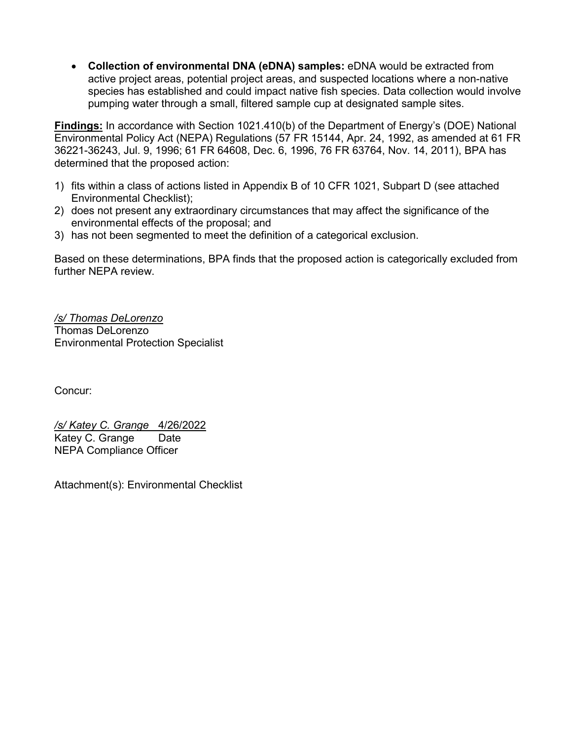- **Collection of environmental DNA (eDNA) samples:** eDNA would be extracted from active project areas, potential project areas, and suspected locations where a non-native species has established and could impact native fish species. Data collection would involve pumping water through a small, filtered sample cup at designated sample sites.

**Findings:** In accordance with Section 1021.410(b) of the Department of Energy's (DOE) National Environmental Policy Act (NEPA) Regulations (57 FR 15144, Apr. 24, 1992, as amended at 61 FR 36221-36243, Jul. 9, 1996; 61 FR 64608, Dec. 6, 1996, 76 FR 63764, Nov. 14, 2011), BPA has determined that the proposed action:

1) fits within a class of actions listed in Appendix B of 10 CFR 1021, Subpart D (see attached Environmental Checklist);
2) does not present any extraordinary circumstances that may affect the significance of the environmental effects of the proposal; and
3) has not been segmented to meet the definition of a categorical exclusion.

Based on these determinations, BPA finds that the proposed action is categorically excluded from further NEPA review.

*/s/ Thomas DeLorenzo*
Thomas DeLorenzo
Environmental Protection Specialist

Concur:

*/s/ Katey C. Grange* 4/26/2022
Katey C. Grange Date
NEPA Compliance Officer

Attachment(s): Environmental Checklist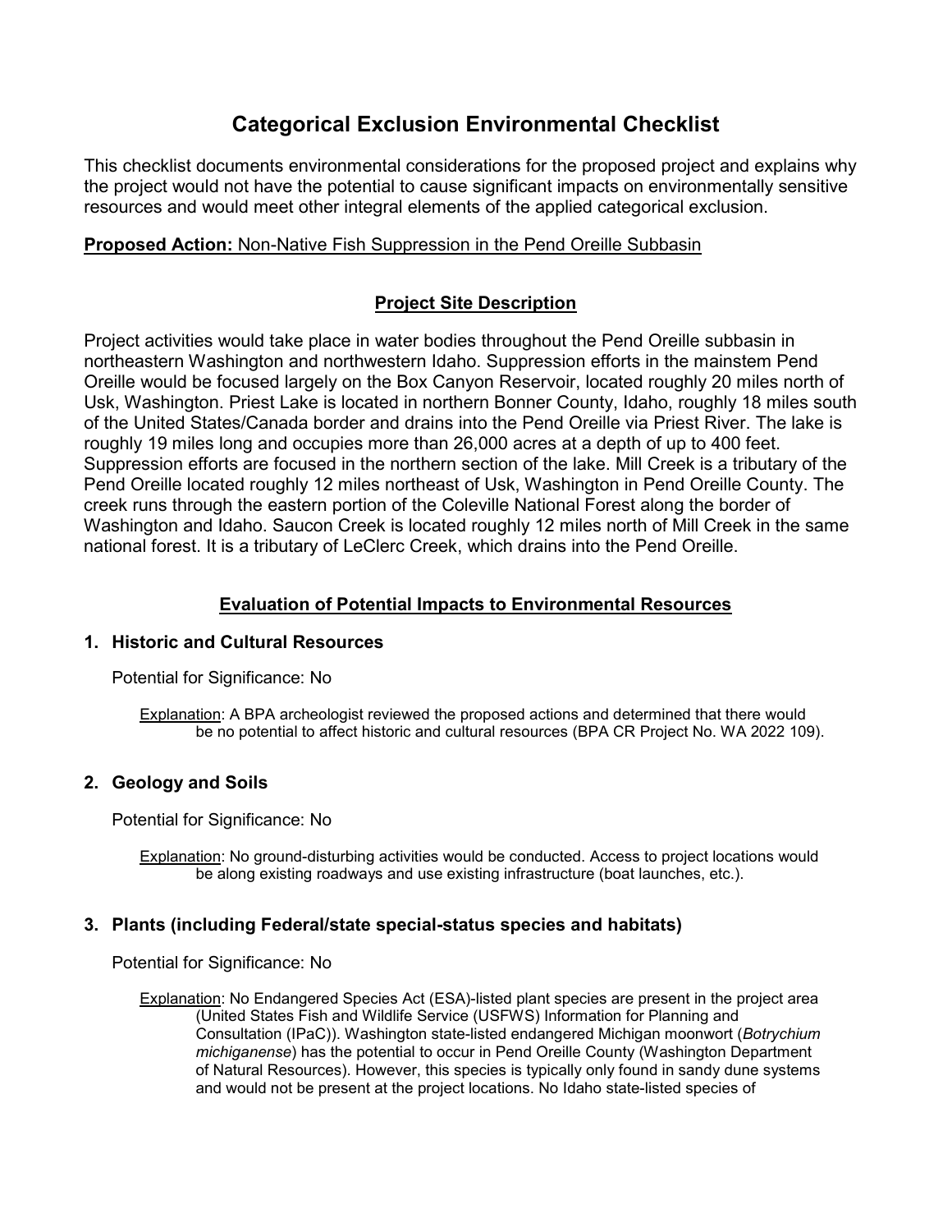# Categorical Exclusion Environmental Checklist

This checklist documents environmental considerations for the proposed project and explains why the project would not have the potential to cause significant impacts on environmentally sensitive resources and would meet other integral elements of the applied categorical exclusion.

**Proposed Action:** Non-Native Fish Suppression in the Pend Oreille Subbasin

## Project Site Description

Project activities would take place in water bodies throughout the Pend Oreille subbasin in northeastern Washington and northwestern Idaho. Suppression efforts in the mainstem Pend Oreille would be focused largely on the Box Canyon Reservoir, located roughly 20 miles north of Usk, Washington. Priest Lake is located in northern Bonner County, Idaho, roughly 18 miles south of the United States/Canada border and drains into the Pend Oreille via Priest River. The lake is roughly 19 miles long and occupies more than 26,000 acres at a depth of up to 400 feet. Suppression efforts are focused in the northern section of the lake. Mill Creek is a tributary of the Pend Oreille located roughly 12 miles northeast of Usk, Washington in Pend Oreille County. The creek runs through the eastern portion of the Coleville National Forest along the border of Washington and Idaho. Saucon Creek is located roughly 12 miles north of Mill Creek in the same national forest. It is a tributary of LeClerc Creek, which drains into the Pend Oreille.

## Evaluation of Potential Impacts to Environmental Resources

### 1. Historic and Cultural Resources

Potential for Significance: No

Explanation: A BPA archeologist reviewed the proposed actions and determined that there would be no potential to affect historic and cultural resources (BPA CR Project No. WA 2022 109).

### 2. Geology and Soils

Potential for Significance: No

Explanation: No ground-disturbing activities would be conducted. Access to project locations would be along existing roadways and use existing infrastructure (boat launches, etc.).

### 3. Plants (including Federal/state special-status species and habitats)

Potential for Significance: No

Explanation: No Endangered Species Act (ESA)-listed plant species are present in the project area (United States Fish and Wildlife Service (USFWS) Information for Planning and Consultation (IPaC)). Washington state-listed endangered Michigan moonwort (*Botrychium michiganense*) has the potential to occur in Pend Oreille County (Washington Department of Natural Resources). However, this species is typically only found in sandy dune systems and would not be present at the project locations. No Idaho state-listed species of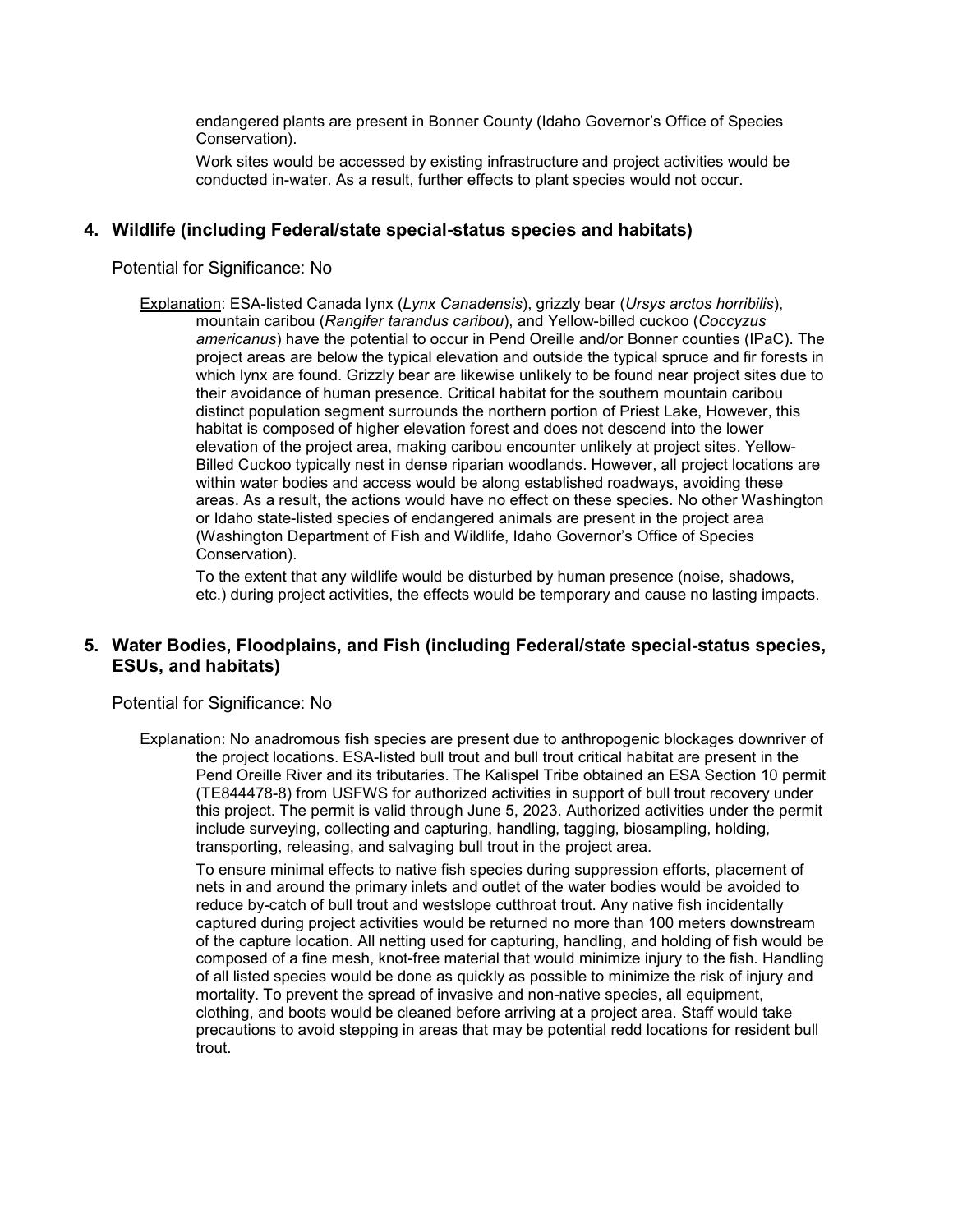endangered plants are present in Bonner County (Idaho Governor's Office of Species Conservation).

Work sites would be accessed by existing infrastructure and project activities would be conducted in-water. As a result, further effects to plant species would not occur.

## 4. Wildlife (including Federal/state special-status species and habitats)

Potential for Significance: No

Explanation: ESA-listed Canada lynx (*Lynx Canadensis*), grizzly bear (*Ursys arctos horribilis*), mountain caribou (*Rangifer tarandus caribou*), and Yellow-billed cuckoo (*Coccyzus americanus*) have the potential to occur in Pend Oreille and/or Bonner counties (IPaC). The project areas are below the typical elevation and outside the typical spruce and fir forests in which lynx are found. Grizzly bear are likewise unlikely to be found near project sites due to their avoidance of human presence. Critical habitat for the southern mountain caribou distinct population segment surrounds the northern portion of Priest Lake, However, this habitat is composed of higher elevation forest and does not descend into the lower elevation of the project area, making caribou encounter unlikely at project sites. Yellow-Billed Cuckoo typically nest in dense riparian woodlands. However, all project locations are within water bodies and access would be along established roadways, avoiding these areas. As a result, the actions would have no effect on these species. No other Washington or Idaho state-listed species of endangered animals are present in the project area (Washington Department of Fish and Wildlife, Idaho Governor's Office of Species Conservation).

To the extent that any wildlife would be disturbed by human presence (noise, shadows, etc.) during project activities, the effects would be temporary and cause no lasting impacts.

## 5. Water Bodies, Floodplains, and Fish (including Federal/state special-status species, ESUs, and habitats)

Potential for Significance: No

Explanation: No anadromous fish species are present due to anthropogenic blockages downriver of the project locations. ESA-listed bull trout and bull trout critical habitat are present in the Pend Oreille River and its tributaries. The Kalispel Tribe obtained an ESA Section 10 permit (TE844478-8) from USFWS for authorized activities in support of bull trout recovery under this project. The permit is valid through June 5, 2023. Authorized activities under the permit include surveying, collecting and capturing, handling, tagging, biosampling, holding, transporting, releasing, and salvaging bull trout in the project area.

To ensure minimal effects to native fish species during suppression efforts, placement of nets in and around the primary inlets and outlet of the water bodies would be avoided to reduce by-catch of bull trout and westslope cutthroat trout. Any native fish incidentally captured during project activities would be returned no more than 100 meters downstream of the capture location. All netting used for capturing, handling, and holding of fish would be composed of a fine mesh, knot-free material that would minimize injury to the fish. Handling of all listed species would be done as quickly as possible to minimize the risk of injury and mortality. To prevent the spread of invasive and non-native species, all equipment, clothing, and boots would be cleaned before arriving at a project area. Staff would take precautions to avoid stepping in areas that may be potential redd locations for resident bull trout.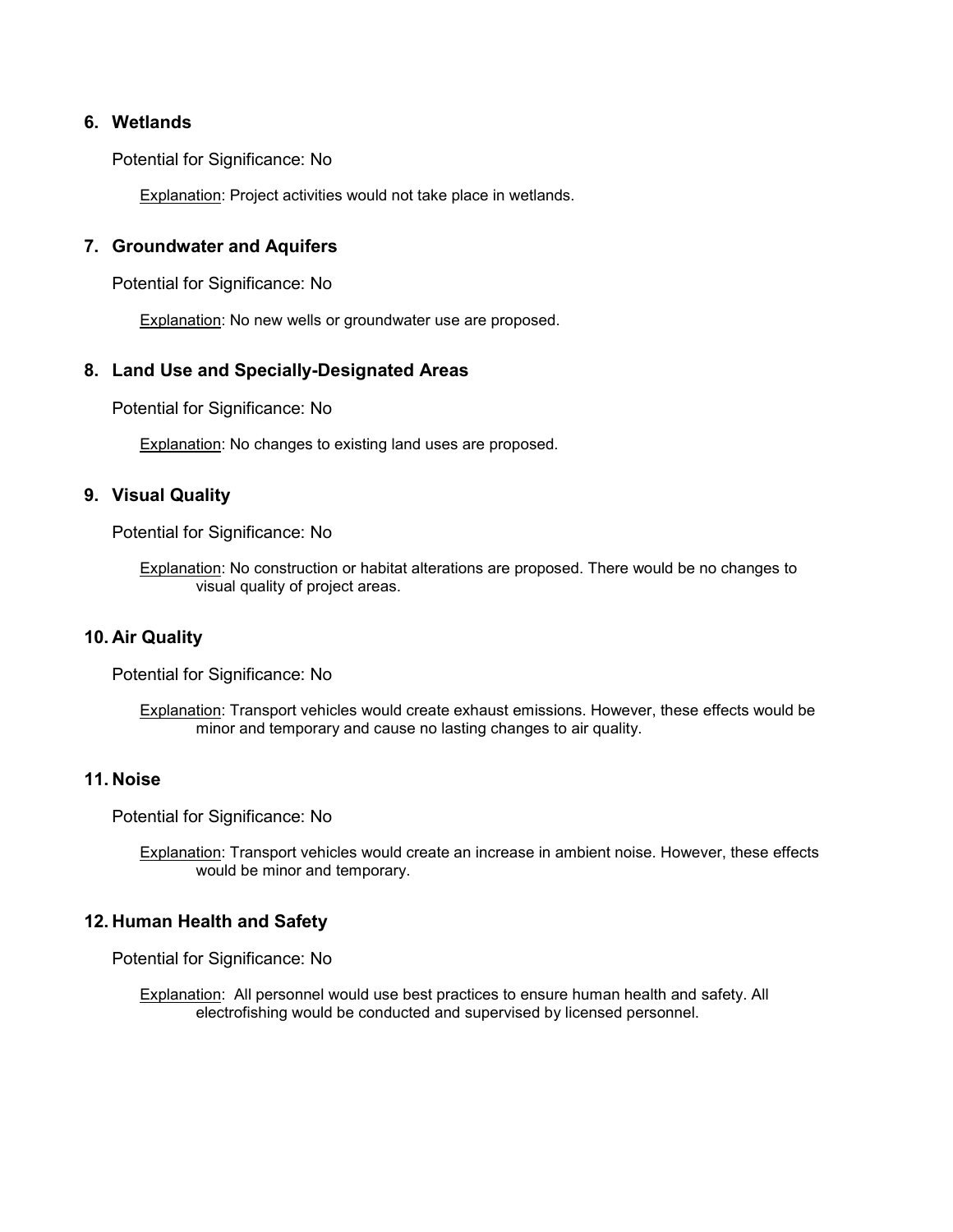### 6. Wetlands

Potential for Significance: No

Explanation: Project activities would not take place in wetlands.

### 7. Groundwater and Aquifers

Potential for Significance: No

Explanation: No new wells or groundwater use are proposed.

### 8. Land Use and Specially-Designated Areas

Potential for Significance: No

Explanation: No changes to existing land uses are proposed.

### 9. Visual Quality

Potential for Significance: No

Explanation: No construction or habitat alterations are proposed. There would be no changes to visual quality of project areas.

### 10. Air Quality

Potential for Significance: No

Explanation: Transport vehicles would create exhaust emissions. However, these effects would be minor and temporary and cause no lasting changes to air quality.

### 11. Noise

Potential for Significance: No

Explanation: Transport vehicles would create an increase in ambient noise. However, these effects would be minor and temporary.

### 12. Human Health and Safety

Potential for Significance: No

Explanation: All personnel would use best practices to ensure human health and safety. All electrofishing would be conducted and supervised by licensed personnel.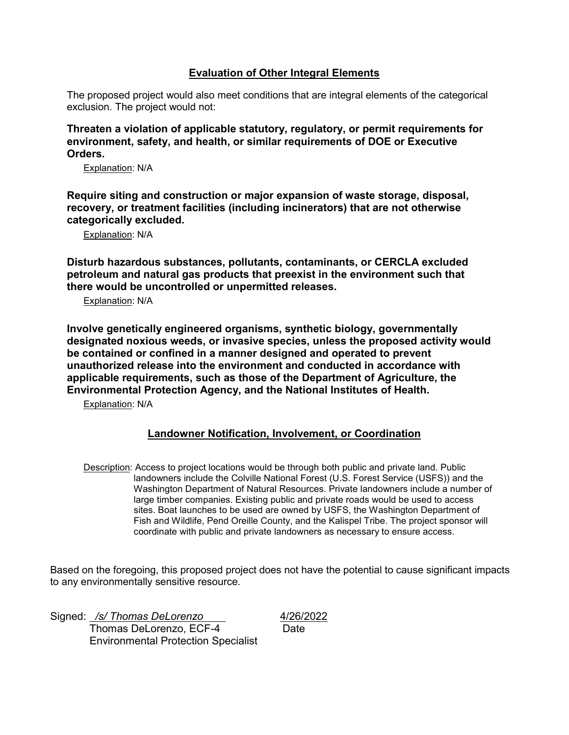## Evaluation of Other Integral Elements

The proposed project would also meet conditions that are integral elements of the categorical exclusion. The project would not:

**Threaten a violation of applicable statutory, regulatory, or permit requirements for environment, safety, and health, or similar requirements of DOE or Executive Orders.**

Explanation: N/A

**Require siting and construction or major expansion of waste storage, disposal, recovery, or treatment facilities (including incinerators) that are not otherwise categorically excluded.**

Explanation: N/A

**Disturb hazardous substances, pollutants, contaminants, or CERCLA excluded petroleum and natural gas products that preexist in the environment such that there would be uncontrolled or unpermitted releases.**

Explanation: N/A

**Involve genetically engineered organisms, synthetic biology, governmentally designated noxious weeds, or invasive species, unless the proposed activity would be contained or confined in a manner designed and operated to prevent unauthorized release into the environment and conducted in accordance with applicable requirements, such as those of the Department of Agriculture, the Environmental Protection Agency, and the National Institutes of Health.**

Explanation: N/A

## Landowner Notification, Involvement, or Coordination

Description: Access to project locations would be through both public and private land. Public landowners include the Colville National Forest (U.S. Forest Service (USFS)) and the Washington Department of Natural Resources. Private landowners include a number of large timber companies. Existing public and private roads would be used to access sites. Boat launches to be used are owned by USFS, the Washington Department of Fish and Wildlife, Pend Oreille County, and the Kalispel Tribe. The project sponsor will coordinate with public and private landowners as necessary to ensure access.

Based on the foregoing, this proposed project does not have the potential to cause significant impacts to any environmentally sensitive resource.

Signed: */s/ Thomas DeLorenzo* 4/26/2022
Thomas DeLorenzo, ECF-4 Date
Environmental Protection Specialist